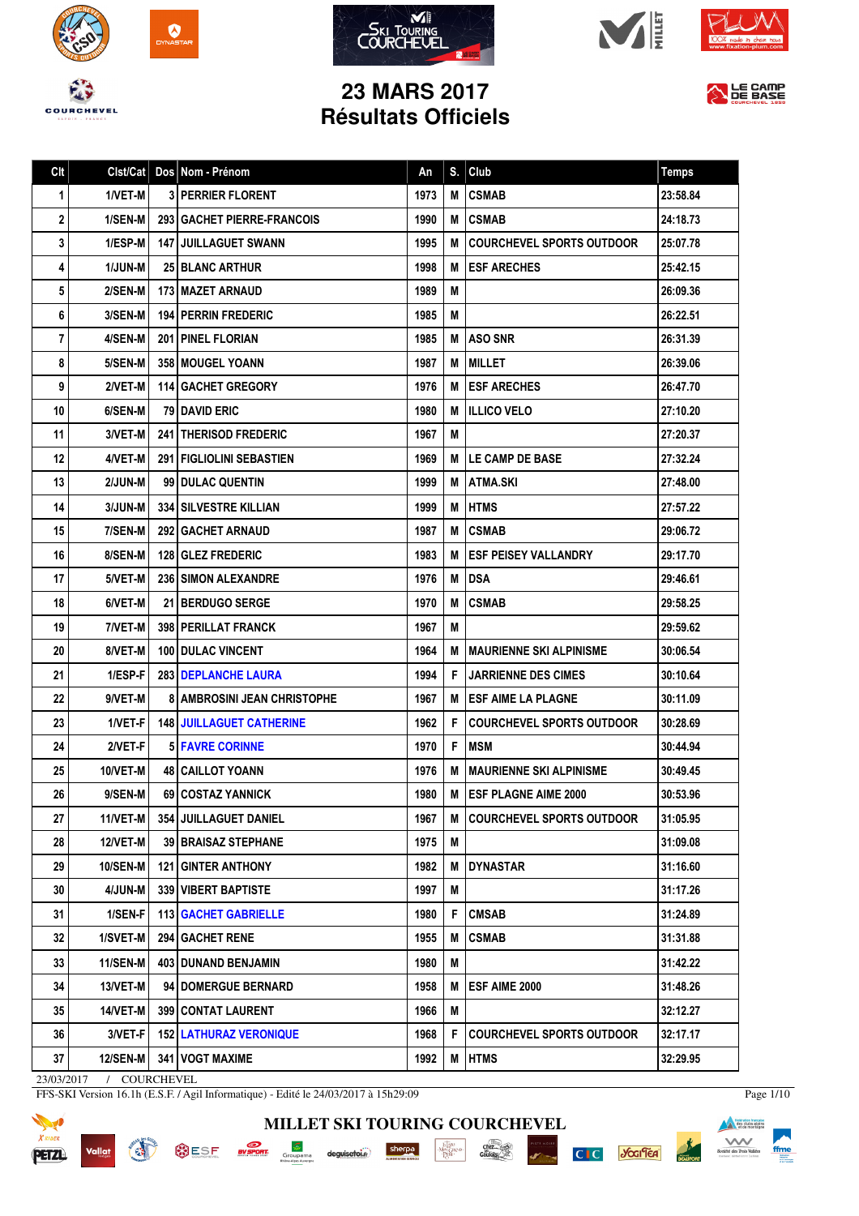# 23 MARS 2017
# Résultats Officiels

| Clt | Clst/Cat | Dos | Nom - Prénom | An | S. | Club | Temps |
|---|---|---|---|---|---|---|---|
| 1 | 1/VET-M | 3 | PERRIER FLORENT | 1973 | M | CSMAB | 23:58.84 |
| 2 | 1/SEN-M | 293 | GACHET PIERRE-FRANCOIS | 1990 | M | CSMAB | 24:18.73 |
| 3 | 1/ESP-M | 147 | JUILLAGUET SWANN | 1995 | M | COURCHEVEL SPORTS OUTDOOR | 25:07.78 |
| 4 | 1/JUN-M | 25 | BLANC ARTHUR | 1998 | M | ESF ARECHES | 25:42.15 |
| 5 | 2/SEN-M | 173 | MAZET ARNAUD | 1989 | M | | 26:09.36 |
| 6 | 3/SEN-M | 194 | PERRIN FREDERIC | 1985 | M | | 26:22.51 |
| 7 | 4/SEN-M | 201 | PINEL FLORIAN | 1985 | M | ASO SNR | 26:31.39 |
| 8 | 5/SEN-M | 358 | MOUGEL YOANN | 1987 | M | MILLET | 26:39.06 |
| 9 | 2/VET-M | 114 | GACHET GREGORY | 1976 | M | ESF ARECHES | 26:47.70 |
| 10 | 6/SEN-M | 79 | DAVID ERIC | 1980 | M | ILLICO VELO | 27:10.20 |
| 11 | 3/VET-M | 241 | THERISOD FREDERIC | 1967 | M | | 27:20.37 |
| 12 | 4/VET-M | 291 | FIGLIOLINI SEBASTIEN | 1969 | M | LE CAMP DE BASE | 27:32.24 |
| 13 | 2/JUN-M | 99 | DULAC QUENTIN | 1999 | M | ATMA.SKI | 27:48.00 |
| 14 | 3/JUN-M | 334 | SILVESTRE KILLIAN | 1999 | M | HTMS | 27:57.22 |
| 15 | 7/SEN-M | 292 | GACHET ARNAUD | 1987 | M | CSMAB | 29:06.72 |
| 16 | 8/SEN-M | 128 | GLEZ FREDERIC | 1983 | M | ESF PEISEY VALLANDRY | 29:17.70 |
| 17 | 5/VET-M | 236 | SIMON ALEXANDRE | 1976 | M | DSA | 29:46.61 |
| 18 | 6/VET-M | 21 | BERDUGO SERGE | 1970 | M | CSMAB | 29:58.25 |
| 19 | 7/VET-M | 398 | PERILLAT FRANCK | 1967 | M | | 29:59.62 |
| 20 | 8/VET-M | 100 | DULAC VINCENT | 1964 | M | MAURIENNE SKI ALPINISME | 30:06.54 |
| 21 | 1/ESP-F | 283 | DEPLANCHE LAURA | 1994 | F | JARRIENNE DES CIMES | 30:10.64 |
| 22 | 9/VET-M | 8 | AMBROSINI JEAN CHRISTOPHE | 1967 | M | ESF AIME LA PLAGNE | 30:11.09 |
| 23 | 1/VET-F | 148 | JUILLAGUET CATHERINE | 1962 | F | COURCHEVEL SPORTS OUTDOOR | 30:28.69 |
| 24 | 2/VET-F | 5 | FAVRE CORINNE | 1970 | F | MSM | 30:44.94 |
| 25 | 10/VET-M | 48 | CAILLOT YOANN | 1976 | M | MAURIENNE SKI ALPINISME | 30:49.45 |
| 26 | 9/SEN-M | 69 | COSTAZ YANNICK | 1980 | M | ESF PLAGNE AIME 2000 | 30:53.96 |
| 27 | 11/VET-M | 354 | JUILLAGUET DANIEL | 1967 | M | COURCHEVEL SPORTS OUTDOOR | 31:05.95 |
| 28 | 12/VET-M | 39 | BRAISAZ STEPHANE | 1975 | M | | 31:09.08 |
| 29 | 10/SEN-M | 121 | GINTER ANTHONY | 1982 | M | DYNASTAR | 31:16.60 |
| 30 | 4/JUN-M | 339 | VIBERT BAPTISTE | 1997 | M | | 31:17.26 |
| 31 | 1/SEN-F | 113 | GACHET GABRIELLE | 1980 | F | CMSAB | 31:24.89 |
| 32 | 1/SVET-M | 294 | GACHET RENE | 1955 | M | CSMAB | 31:31.88 |
| 33 | 11/SEN-M | 403 | DUNAND BENJAMIN | 1980 | M | | 31:42.22 |
| 34 | 13/VET-M | 94 | DOMERGUE BERNARD | 1958 | M | ESF AIME 2000 | 31:48.26 |
| 35 | 14/VET-M | 399 | CONTAT LAURENT | 1966 | M | | 32:12.27 |
| 36 | 3/VET-F | 152 | LATHURAZ VERONIQUE | 1968 | F | COURCHEVEL SPORTS OUTDOOR | 32:17.17 |
| 37 | 12/SEN-M | 341 | VOGT MAXIME | 1992 | M | HTMS | 32:29.95 |

23/03/2017 / COURCHEVEL

FFS-SKI Version 16.1h (E.S.F. / Agil Informatique) - Edité le 24/03/2017 à 15h29:09

MILLET SKI TOURING COURCHEVEL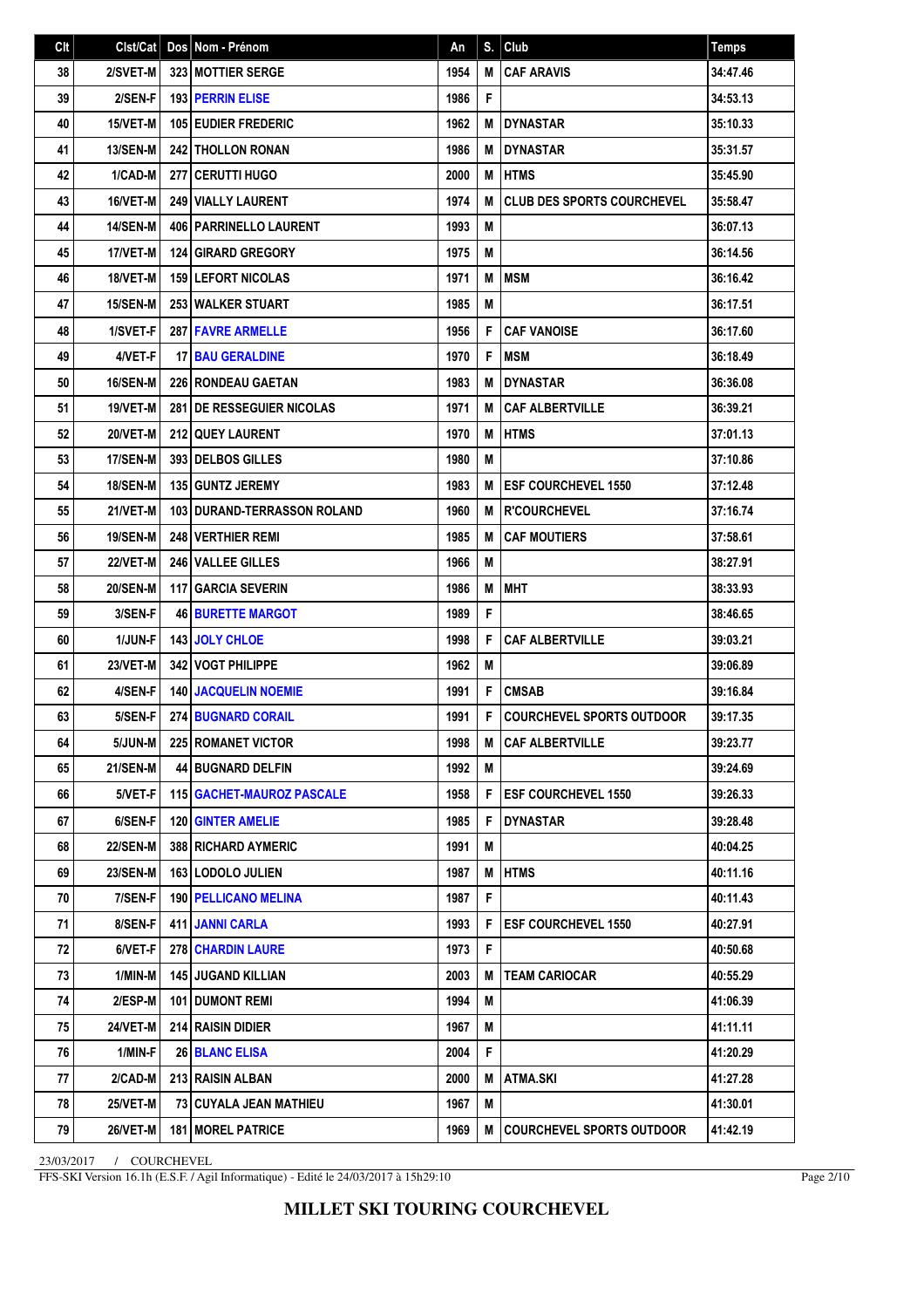| Clt | Clst/Cat | Dos | Nom - Prénom | An | S. | Club | Temps |
|---|---|---|---|---|---|---|---|
| 38 | 2/SVET-M | 323 | MOTTIER SERGE | 1954 | M | CAF ARAVIS | 34:47.46 |
| 39 | 2/SEN-F | 193 | PERRIN ELISE | 1986 | F | | 34:53.13 |
| 40 | 15/VET-M | 105 | EUDIER FREDERIC | 1962 | M | DYNASTAR | 35:10.33 |
| 41 | 13/SEN-M | 242 | THOLLON RONAN | 1986 | M | DYNASTAR | 35:31.57 |
| 42 | 1/CAD-M | 277 | CERUTTI HUGO | 2000 | M | HTMS | 35:45.90 |
| 43 | 16/VET-M | 249 | VIALLY LAURENT | 1974 | M | CLUB DES SPORTS COURCHEVEL | 35:58.47 |
| 44 | 14/SEN-M | 406 | PARRINELLO LAURENT | 1993 | M | | 36:07.13 |
| 45 | 17/VET-M | 124 | GIRARD GREGORY | 1975 | M | | 36:14.56 |
| 46 | 18/VET-M | 159 | LEFORT NICOLAS | 1971 | M | MSM | 36:16.42 |
| 47 | 15/SEN-M | 253 | WALKER STUART | 1985 | M | | 36:17.51 |
| 48 | 1/SVET-F | 287 | FAVRE ARMELLE | 1956 | F | CAF VANOISE | 36:17.60 |
| 49 | 4/VET-F | 17 | BAU GERALDINE | 1970 | F | MSM | 36:18.49 |
| 50 | 16/SEN-M | 226 | RONDEAU GAETAN | 1983 | M | DYNASTAR | 36:36.08 |
| 51 | 19/VET-M | 281 | DE RESSEGUIER NICOLAS | 1971 | M | CAF ALBERTVILLE | 36:39.21 |
| 52 | 20/VET-M | 212 | QUEY LAURENT | 1970 | M | HTMS | 37:01.13 |
| 53 | 17/SEN-M | 393 | DELBOS GILLES | 1980 | M | | 37:10.86 |
| 54 | 18/SEN-M | 135 | GUNTZ JEREMY | 1983 | M | ESF COURCHEVEL 1550 | 37:12.48 |
| 55 | 21/VET-M | 103 | DURAND-TERRASSON ROLAND | 1960 | M | R'COURCHEVEL | 37:16.74 |
| 56 | 19/SEN-M | 248 | VERTHIER REMI | 1985 | M | CAF MOUTIERS | 37:58.61 |
| 57 | 22/VET-M | 246 | VALLEE GILLES | 1966 | M | | 38:27.91 |
| 58 | 20/SEN-M | 117 | GARCIA SEVERIN | 1986 | M | MHT | 38:33.93 |
| 59 | 3/SEN-F | 46 | BURETTE MARGOT | 1989 | F | | 38:46.65 |
| 60 | 1/JUN-F | 143 | JOLY CHLOE | 1998 | F | CAF ALBERTVILLE | 39:03.21 |
| 61 | 23/VET-M | 342 | VOGT PHILIPPE | 1962 | M | | 39:06.89 |
| 62 | 4/SEN-F | 140 | JACQUELIN NOEMIE | 1991 | F | CMSAB | 39:16.84 |
| 63 | 5/SEN-F | 274 | BUGNARD CORAIL | 1991 | F | COURCHEVEL SPORTS OUTDOOR | 39:17.35 |
| 64 | 5/JUN-M | 225 | ROMANET VICTOR | 1998 | M | CAF ALBERTVILLE | 39:23.77 |
| 65 | 21/SEN-M | 44 | BUGNARD DELFIN | 1992 | M | | 39:24.69 |
| 66 | 5/VET-F | 115 | GACHET-MAUROZ PASCALE | 1958 | F | ESF COURCHEVEL 1550 | 39:26.33 |
| 67 | 6/SEN-F | 120 | GINTER AMELIE | 1985 | F | DYNASTAR | 39:28.48 |
| 68 | 22/SEN-M | 388 | RICHARD AYMERIC | 1991 | M | | 40:04.25 |
| 69 | 23/SEN-M | 163 | LODOLO JULIEN | 1987 | M | HTMS | 40:11.16 |
| 70 | 7/SEN-F | 190 | PELLICANO MELINA | 1987 | F | | 40:11.43 |
| 71 | 8/SEN-F | 411 | JANNI CARLA | 1993 | F | ESF COURCHEVEL 1550 | 40:27.91 |
| 72 | 6/VET-F | 278 | CHARDIN LAURE | 1973 | F | | 40:50.68 |
| 73 | 1/MIN-M | 145 | JUGAND KILLIAN | 2003 | M | TEAM CARIOCAR | 40:55.29 |
| 74 | 2/ESP-M | 101 | DUMONT REMI | 1994 | M | | 41:06.39 |
| 75 | 24/VET-M | 214 | RAISIN DIDIER | 1967 | M | | 41:11.11 |
| 76 | 1/MIN-F | 26 | BLANC ELISA | 2004 | F | | 41:20.29 |
| 77 | 2/CAD-M | 213 | RAISIN ALBAN | 2000 | M | ATMA.SKI | 41:27.28 |
| 78 | 25/VET-M | 73 | CUYALA JEAN MATHIEU | 1967 | M | | 41:30.01 |
| 79 | 26/VET-M | 181 | MOREL PATRICE | 1969 | M | COURCHEVEL SPORTS OUTDOOR | 41:42.19 |

23/03/2017 / COURCHEVEL

FFS-SKI Version 16.1h (E.S.F. / Agil Informatique) - Edité le 24/03/2017 à 15h29:10

**MILLET SKI TOURING COURCHEVEL**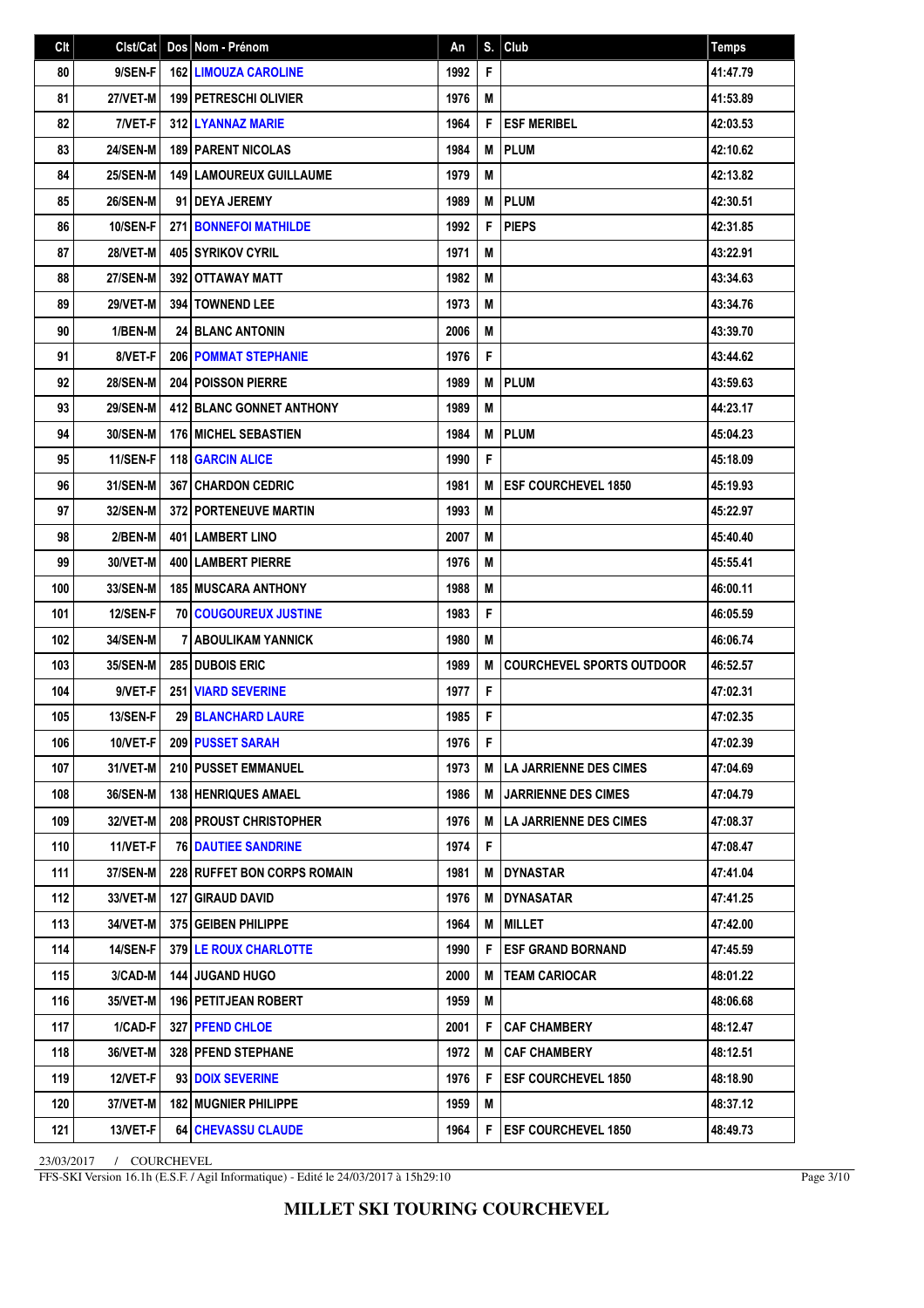| Clt | Clst/Cat | Dos | Nom - Prénom | An | S. | Club | Temps |
|---|---|---|---|---|---|---|---|
| 80 | 9/SEN-F | 162 | LIMOUZA CAROLINE | 1992 | F | | 41:47.79 |
| 81 | 27/VET-M | 199 | PETRESCHI OLIVIER | 1976 | M | | 41:53.89 |
| 82 | 7/VET-F | 312 | LYANNAZ MARIE | 1964 | F | ESF MERIBEL | 42:03.53 |
| 83 | 24/SEN-M | 189 | PARENT NICOLAS | 1984 | M | PLUM | 42:10.62 |
| 84 | 25/SEN-M | 149 | LAMOUREUX GUILLAUME | 1979 | M | | 42:13.82 |
| 85 | 26/SEN-M | 91 | DEYA JEREMY | 1989 | M | PLUM | 42:30.51 |
| 86 | 10/SEN-F | 271 | BONNEFOI MATHILDE | 1992 | F | PIEPS | 42:31.85 |
| 87 | 28/VET-M | 405 | SYRIKOV CYRIL | 1971 | M | | 43:22.91 |
| 88 | 27/SEN-M | 392 | OTTAWAY MATT | 1982 | M | | 43:34.63 |
| 89 | 29/VET-M | 394 | TOWNEND LEE | 1973 | M | | 43:34.76 |
| 90 | 1/BEN-M | 24 | BLANC ANTONIN | 2006 | M | | 43:39.70 |
| 91 | 8/VET-F | 206 | POMMAT STEPHANIE | 1976 | F | | 43:44.62 |
| 92 | 28/SEN-M | 204 | POISSON PIERRE | 1989 | M | PLUM | 43:59.63 |
| 93 | 29/SEN-M | 412 | BLANC GONNET ANTHONY | 1989 | M | | 44:23.17 |
| 94 | 30/SEN-M | 176 | MICHEL SEBASTIEN | 1984 | M | PLUM | 45:04.23 |
| 95 | 11/SEN-F | 118 | GARCIN ALICE | 1990 | F | | 45:18.09 |
| 96 | 31/SEN-M | 367 | CHARDON CEDRIC | 1981 | M | ESF COURCHEVEL 1850 | 45:19.93 |
| 97 | 32/SEN-M | 372 | PORTENEUVE MARTIN | 1993 | M | | 45:22.97 |
| 98 | 2/BEN-M | 401 | LAMBERT LINO | 2007 | M | | 45:40.40 |
| 99 | 30/VET-M | 400 | LAMBERT PIERRE | 1976 | M | | 45:55.41 |
| 100 | 33/SEN-M | 185 | MUSCARA ANTHONY | 1988 | M | | 46:00.11 |
| 101 | 12/SEN-F | 70 | COUGOUREUX JUSTINE | 1983 | F | | 46:05.59 |
| 102 | 34/SEN-M | 7 | ABOULIKAM YANNICK | 1980 | M | | 46:06.74 |
| 103 | 35/SEN-M | 285 | DUBOIS ERIC | 1989 | M | COURCHEVEL SPORTS OUTDOOR | 46:52.57 |
| 104 | 9/VET-F | 251 | VIARD SEVERINE | 1977 | F | | 47:02.31 |
| 105 | 13/SEN-F | 29 | BLANCHARD LAURE | 1985 | F | | 47:02.35 |
| 106 | 10/VET-F | 209 | PUSSET SARAH | 1976 | F | | 47:02.39 |
| 107 | 31/VET-M | 210 | PUSSET EMMANUEL | 1973 | M | LA JARRIENNE DES CIMES | 47:04.69 |
| 108 | 36/SEN-M | 138 | HENRIQUES AMAEL | 1986 | M | JARRIENNE DES CIMES | 47:04.79 |
| 109 | 32/VET-M | 208 | PROUST CHRISTOPHER | 1976 | M | LA JARRIENNE DES CIMES | 47:08.37 |
| 110 | 11/VET-F | 76 | DAUTIEE SANDRINE | 1974 | F | | 47:08.47 |
| 111 | 37/SEN-M | 228 | RUFFET BON CORPS ROMAIN | 1981 | M | DYNASTAR | 47:41.04 |
| 112 | 33/VET-M | 127 | GIRAUD DAVID | 1976 | M | DYNASATAR | 47:41.25 |
| 113 | 34/VET-M | 375 | GEIBEN PHILIPPE | 1964 | M | MILLET | 47:42.00 |
| 114 | 14/SEN-F | 379 | LE ROUX CHARLOTTE | 1990 | F | ESF GRAND BORNAND | 47:45.59 |
| 115 | 3/CAD-M | 144 | JUGAND HUGO | 2000 | M | TEAM CARIOCAR | 48:01.22 |
| 116 | 35/VET-M | 196 | PETITJEAN ROBERT | 1959 | M | | 48:06.68 |
| 117 | 1/CAD-F | 327 | PFEND CHLOE | 2001 | F | CAF CHAMBERY | 48:12.47 |
| 118 | 36/VET-M | 328 | PFEND STEPHANE | 1972 | M | CAF CHAMBERY | 48:12.51 |
| 119 | 12/VET-F | 93 | DOIX SEVERINE | 1976 | F | ESF COURCHEVEL 1850 | 48:18.90 |
| 120 | 37/VET-M | 182 | MUGNIER PHILIPPE | 1959 | M | | 48:37.12 |
| 121 | 13/VET-F | 64 | CHEVASSU CLAUDE | 1964 | F | ESF COURCHEVEL 1850 | 48:49.73 |

23/03/2017 / COURCHEVEL

FFS-SKI Version 16.1h (E.S.F. / Agil Informatique) - Edité le 24/03/2017 à 15h29:10

**MILLET SKI TOURING COURCHEVEL**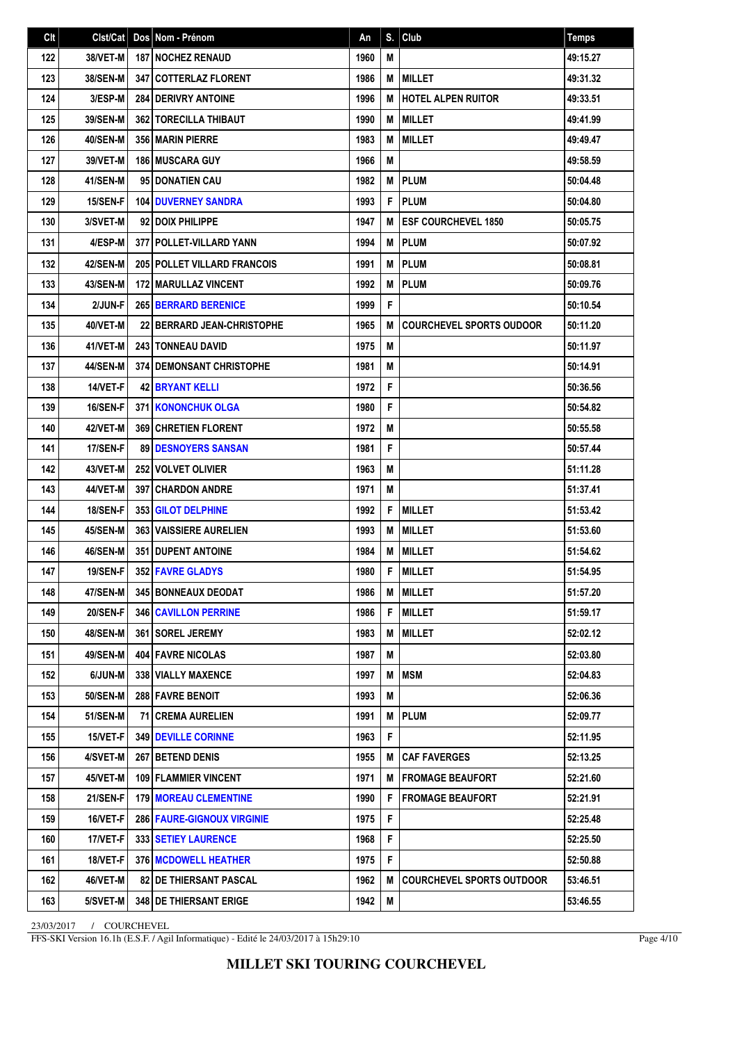| Clt | Clst/Cat | Dos | Nom - Prénom | An | S. | Club | Temps |
|---|---|---|---|---|---|---|---|
| 122 | 38/VET-M | 187 | NOCHEZ RENAUD | 1960 | M | | 49:15.27 |
| 123 | 38/SEN-M | 347 | COTTERLAZ FLORENT | 1986 | M | MILLET | 49:31.32 |
| 124 | 3/ESP-M | 284 | DERIVRY ANTOINE | 1996 | M | HOTEL ALPEN RUITOR | 49:33.51 |
| 125 | 39/SEN-M | 362 | TORECILLA THIBAUT | 1990 | M | MILLET | 49:41.99 |
| 126 | 40/SEN-M | 356 | MARIN PIERRE | 1983 | M | MILLET | 49:49.47 |
| 127 | 39/VET-M | 186 | MUSCARA GUY | 1966 | M | | 49:58.59 |
| 128 | 41/SEN-M | 95 | DONATIEN CAU | 1982 | M | PLUM | 50:04.48 |
| 129 | 15/SEN-F | 104 | DUVERNEY SANDRA | 1993 | F | PLUM | 50:04.80 |
| 130 | 3/SVET-M | 92 | DOIX PHILIPPE | 1947 | M | ESF COURCHEVEL 1850 | 50:05.75 |
| 131 | 4/ESP-M | 377 | POLLET-VILLARD YANN | 1994 | M | PLUM | 50:07.92 |
| 132 | 42/SEN-M | 205 | POLLET VILLARD FRANCOIS | 1991 | M | PLUM | 50:08.81 |
| 133 | 43/SEN-M | 172 | MARULLAZ VINCENT | 1992 | M | PLUM | 50:09.76 |
| 134 | 2/JUN-F | 265 | BERRARD BERENICE | 1999 | F | | 50:10.54 |
| 135 | 40/VET-M | 22 | BERRARD JEAN-CHRISTOPHE | 1965 | M | COURCHEVEL SPORTS OUDOOR | 50:11.20 |
| 136 | 41/VET-M | 243 | TONNEAU DAVID | 1975 | M | | 50:11.97 |
| 137 | 44/SEN-M | 374 | DEMONSANT CHRISTOPHE | 1981 | M | | 50:14.91 |
| 138 | 14/VET-F | 42 | BRYANT KELLI | 1972 | F | | 50:36.56 |
| 139 | 16/SEN-F | 371 | KONONCHUK OLGA | 1980 | F | | 50:54.82 |
| 140 | 42/VET-M | 369 | CHRETIEN FLORENT | 1972 | M | | 50:55.58 |
| 141 | 17/SEN-F | 89 | DESNOYERS SANSAN | 1981 | F | | 50:57.44 |
| 142 | 43/VET-M | 252 | VOLVET OLIVIER | 1963 | M | | 51:11.28 |
| 143 | 44/VET-M | 397 | CHARDON ANDRE | 1971 | M | | 51:37.41 |
| 144 | 18/SEN-F | 353 | GILOT DELPHINE | 1992 | F | MILLET | 51:53.42 |
| 145 | 45/SEN-M | 363 | VAISSIERE AURELIEN | 1993 | M | MILLET | 51:53.60 |
| 146 | 46/SEN-M | 351 | DUPENT ANTOINE | 1984 | M | MILLET | 51:54.62 |
| 147 | 19/SEN-F | 352 | FAVRE GLADYS | 1980 | F | MILLET | 51:54.95 |
| 148 | 47/SEN-M | 345 | BONNEAUX DEODAT | 1986 | M | MILLET | 51:57.20 |
| 149 | 20/SEN-F | 346 | CAVILLON PERRINE | 1986 | F | MILLET | 51:59.17 |
| 150 | 48/SEN-M | 361 | SOREL JEREMY | 1983 | M | MILLET | 52:02.12 |
| 151 | 49/SEN-M | 404 | FAVRE NICOLAS | 1987 | M | | 52:03.80 |
| 152 | 6/JUN-M | 338 | VIALLY MAXENCE | 1997 | M | MSM | 52:04.83 |
| 153 | 50/SEN-M | 288 | FAVRE BENOIT | 1993 | M | | 52:06.36 |
| 154 | 51/SEN-M | 71 | CREMA AURELIEN | 1991 | M | PLUM | 52:09.77 |
| 155 | 15/VET-F | 349 | DEVILLE CORINNE | 1963 | F | | 52:11.95 |
| 156 | 4/SVET-M | 267 | BETEND DENIS | 1955 | M | CAF FAVERGES | 52:13.25 |
| 157 | 45/VET-M | 109 | FLAMMIER VINCENT | 1971 | M | FROMAGE BEAUFORT | 52:21.60 |
| 158 | 21/SEN-F | 179 | MOREAU CLEMENTINE | 1990 | F | FROMAGE BEAUFORT | 52:21.91 |
| 159 | 16/VET-F | 286 | FAURE-GIGNOUX VIRGINIE | 1975 | F | | 52:25.48 |
| 160 | 17/VET-F | 333 | SETIEY LAURENCE | 1968 | F | | 52:25.50 |
| 161 | 18/VET-F | 376 | MCDOWELL HEATHER | 1975 | F | | 52:50.88 |
| 162 | 46/VET-M | 82 | DE THIERSANT PASCAL | 1962 | M | COURCHEVEL SPORTS OUTDOOR | 53:46.51 |
| 163 | 5/SVET-M | 348 | DE THIERSANT ERIGE | 1942 | M | | 53:46.55 |

23/03/2017 / COURCHEVEL

FFS-SKI Version 16.1h (E.S.F. / Agil Informatique) - Edité le 24/03/2017 à 15h29:10

**MILLET SKI TOURING COURCHEVEL**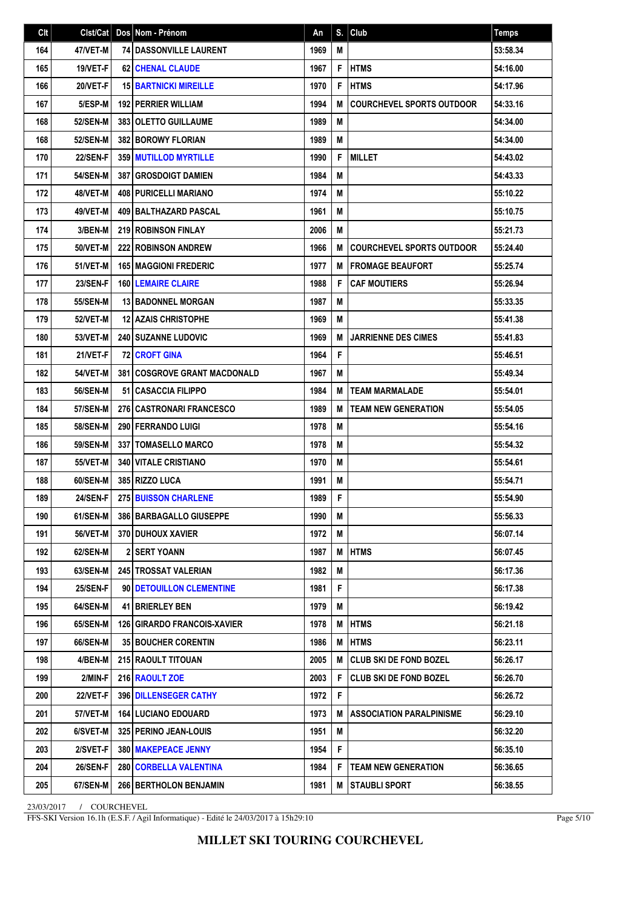| Clt | Clst/Cat | Dos | Nom - Prénom | An | S. | Club | Temps |
|---|---|---|---|---|---|---|---|
| 164 | 47/VET-M | 74 | DASSONVILLE LAURENT | 1969 | M | | 53:58.34 |
| 165 | 19/VET-F | 62 | CHENAL CLAUDE | 1967 | F | HTMS | 54:16.00 |
| 166 | 20/VET-F | 15 | BARTNICKI MIREILLE | 1970 | F | HTMS | 54:17.96 |
| 167 | 5/ESP-M | 192 | PERRIER WILLIAM | 1994 | M | COURCHEVEL SPORTS OUTDOOR | 54:33.16 |
| 168 | 52/SEN-M | 383 | OLETTO GUILLAUME | 1989 | M | | 54:34.00 |
| 168 | 52/SEN-M | 382 | BOROWY FLORIAN | 1989 | M | | 54:34.00 |
| 170 | 22/SEN-F | 359 | MUTILLOD MYRTILLE | 1990 | F | MILLET | 54:43.02 |
| 171 | 54/SEN-M | 387 | GROSDOIGT DAMIEN | 1984 | M | | 54:43.33 |
| 172 | 48/VET-M | 408 | PURICELLI MARIANO | 1974 | M | | 55:10.22 |
| 173 | 49/VET-M | 409 | BALTHAZARD PASCAL | 1961 | M | | 55:10.75 |
| 174 | 3/BEN-M | 219 | ROBINSON FINLAY | 2006 | M | | 55:21.73 |
| 175 | 50/VET-M | 222 | ROBINSON ANDREW | 1966 | M | COURCHEVEL SPORTS OUTDOOR | 55:24.40 |
| 176 | 51/VET-M | 165 | MAGGIONI FREDERIC | 1977 | M | FROMAGE BEAUFORT | 55:25.74 |
| 177 | 23/SEN-F | 160 | LEMAIRE CLAIRE | 1988 | F | CAF MOUTIERS | 55:26.94 |
| 178 | 55/SEN-M | 13 | BADONNEL MORGAN | 1987 | M | | 55:33.35 |
| 179 | 52/VET-M | 12 | AZAIS CHRISTOPHE | 1969 | M | | 55:41.38 |
| 180 | 53/VET-M | 240 | SUZANNE LUDOVIC | 1969 | M | JARRIENNE DES CIMES | 55:41.83 |
| 181 | 21/VET-F | 72 | CROFT GINA | 1964 | F | | 55:46.51 |
| 182 | 54/VET-M | 381 | COSGROVE GRANT MACDONALD | 1967 | M | | 55:49.34 |
| 183 | 56/SEN-M | 51 | CASACCIA FILIPPO | 1984 | M | TEAM MARMALADE | 55:54.01 |
| 184 | 57/SEN-M | 276 | CASTRONARI FRANCESCO | 1989 | M | TEAM NEW GENERATION | 55:54.05 |
| 185 | 58/SEN-M | 290 | FERRANDO LUIGI | 1978 | M | | 55:54.16 |
| 186 | 59/SEN-M | 337 | TOMASELLO MARCO | 1978 | M | | 55:54.32 |
| 187 | 55/VET-M | 340 | VITALE CRISTIANO | 1970 | M | | 55:54.61 |
| 188 | 60/SEN-M | 385 | RIZZO LUCA | 1991 | M | | 55:54.71 |
| 189 | 24/SEN-F | 275 | BUISSON CHARLENE | 1989 | F | | 55:54.90 |
| 190 | 61/SEN-M | 386 | BARBAGALLO GIUSEPPE | 1990 | M | | 55:56.33 |
| 191 | 56/VET-M | 370 | DUHOUX XAVIER | 1972 | M | | 56:07.14 |
| 192 | 62/SEN-M | 2 | SERT YOANN | 1987 | M | HTMS | 56:07.45 |
| 193 | 63/SEN-M | 245 | TROSSAT VALERIAN | 1982 | M | | 56:17.36 |
| 194 | 25/SEN-F | 90 | DETOUILLON CLEMENTINE | 1981 | F | | 56:17.38 |
| 195 | 64/SEN-M | 41 | BRIERLEY BEN | 1979 | M | | 56:19.42 |
| 196 | 65/SEN-M | 126 | GIRARDO FRANCOIS-XAVIER | 1978 | M | HTMS | 56:21.18 |
| 197 | 66/SEN-M | 35 | BOUCHER CORENTIN | 1986 | M | HTMS | 56:23.11 |
| 198 | 4/BEN-M | 215 | RAOULT TITOUAN | 2005 | M | CLUB SKI DE FOND BOZEL | 56:26.17 |
| 199 | 2/MIN-F | 216 | RAOULT ZOE | 2003 | F | CLUB SKI DE FOND BOZEL | 56:26.70 |
| 200 | 22/VET-F | 396 | DILLENSEGER CATHY | 1972 | F | | 56:26.72 |
| 201 | 57/VET-M | 164 | LUCIANO EDOUARD | 1973 | M | ASSOCIATION PARALPINISME | 56:29.10 |
| 202 | 6/SVET-M | 325 | PERINO JEAN-LOUIS | 1951 | M | | 56:32.20 |
| 203 | 2/SVET-F | 380 | MAKEPEACE JENNY | 1954 | F | | 56:35.10 |
| 204 | 26/SEN-F | 280 | CORBELLA VALENTINA | 1984 | F | TEAM NEW GENERATION | 56:36.65 |
| 205 | 67/SEN-M | 266 | BERTHOLON BENJAMIN | 1981 | M | STAUBLI SPORT | 56:38.55 |

23/03/2017 / COURCHEVEL

FFS-SKI Version 16.1h (E.S.F. / Agil Informatique) - Edité le 24/03/2017 à 15h29:10

**MILLET SKI TOURING COURCHEVEL**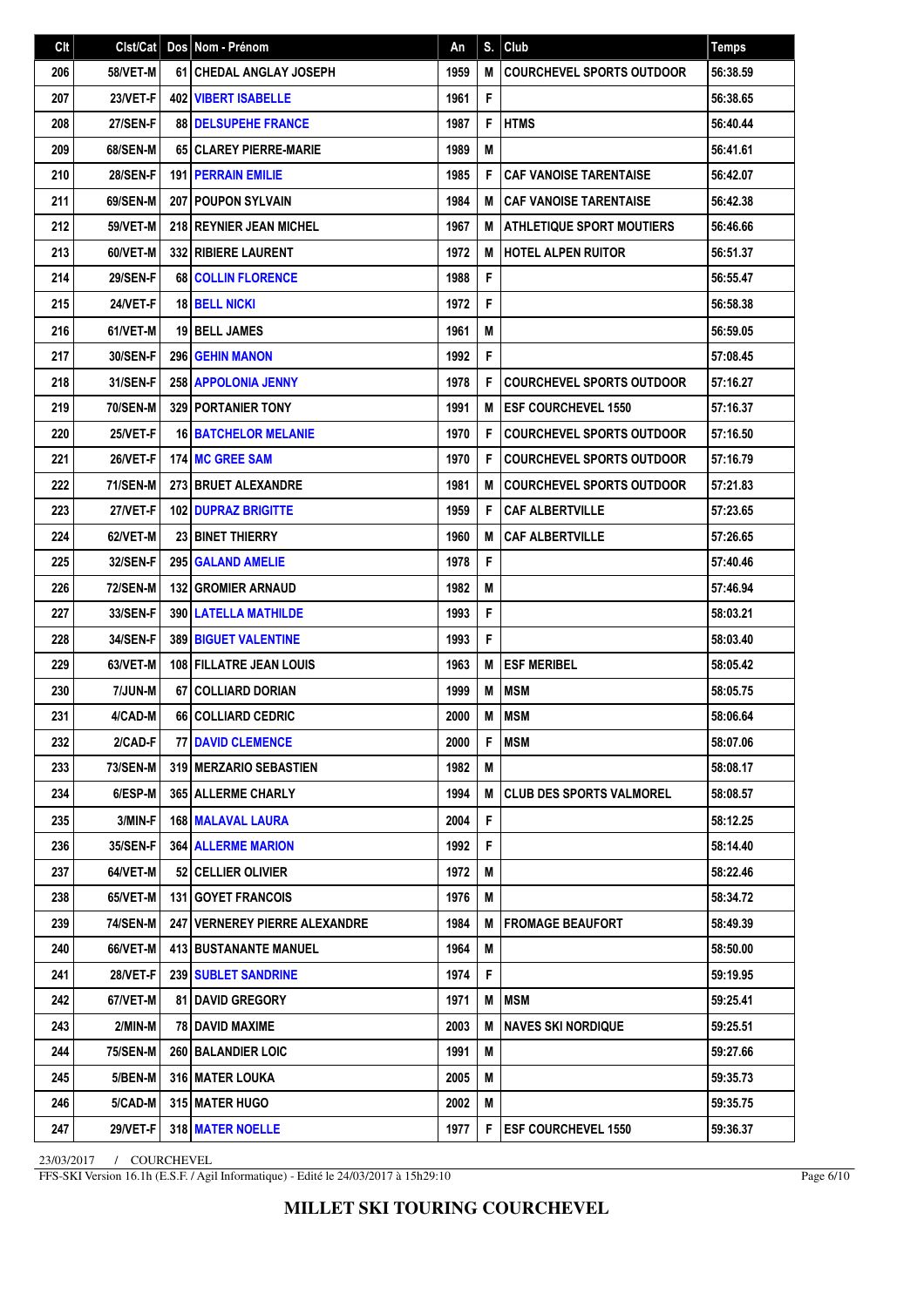| Clt | Clst/Cat | Dos | Nom - Prénom | An | S. | Club | Temps |
|---|---|---|---|---|---|---|---|
| 206 | 58/VET-M | 61 | CHEDAL ANGLAY JOSEPH | 1959 | M | COURCHEVEL SPORTS OUTDOOR | 56:38.59 |
| 207 | 23/VET-F | 402 | VIBERT ISABELLE | 1961 | F | | 56:38.65 |
| 208 | 27/SEN-F | 88 | DELSUPEHE FRANCE | 1987 | F | HTMS | 56:40.44 |
| 209 | 68/SEN-M | 65 | CLAREY PIERRE-MARIE | 1989 | M | | 56:41.61 |
| 210 | 28/SEN-F | 191 | PERRAIN EMILIE | 1985 | F | CAF VANOISE TARENTAISE | 56:42.07 |
| 211 | 69/SEN-M | 207 | POUPON SYLVAIN | 1984 | M | CAF VANOISE TARENTAISE | 56:42.38 |
| 212 | 59/VET-M | 218 | REYNIER JEAN MICHEL | 1967 | M | ATHLETIQUE SPORT MOUTIERS | 56:46.66 |
| 213 | 60/VET-M | 332 | RIBIERE LAURENT | 1972 | M | HOTEL ALPEN RUITOR | 56:51.37 |
| 214 | 29/SEN-F | 68 | COLLIN FLORENCE | 1988 | F | | 56:55.47 |
| 215 | 24/VET-F | 18 | BELL NICKI | 1972 | F | | 56:58.38 |
| 216 | 61/VET-M | 19 | BELL JAMES | 1961 | M | | 56:59.05 |
| 217 | 30/SEN-F | 296 | GEHIN MANON | 1992 | F | | 57:08.45 |
| 218 | 31/SEN-F | 258 | APPOLONIA JENNY | 1978 | F | COURCHEVEL SPORTS OUTDOOR | 57:16.27 |
| 219 | 70/SEN-M | 329 | PORTANIER TONY | 1991 | M | ESF COURCHEVEL 1550 | 57:16.37 |
| 220 | 25/VET-F | 16 | BATCHELOR MELANIE | 1970 | F | COURCHEVEL SPORTS OUTDOOR | 57:16.50 |
| 221 | 26/VET-F | 174 | MC GREE SAM | 1970 | F | COURCHEVEL SPORTS OUTDOOR | 57:16.79 |
| 222 | 71/SEN-M | 273 | BRUET ALEXANDRE | 1981 | M | COURCHEVEL SPORTS OUTDOOR | 57:21.83 |
| 223 | 27/VET-F | 102 | DUPRAZ BRIGITTE | 1959 | F | CAF ALBERTVILLE | 57:23.65 |
| 224 | 62/VET-M | 23 | BINET THIERRY | 1960 | M | CAF ALBERTVILLE | 57:26.65 |
| 225 | 32/SEN-F | 295 | GALAND AMELIE | 1978 | F | | 57:40.46 |
| 226 | 72/SEN-M | 132 | GROMIER ARNAUD | 1982 | M | | 57:46.94 |
| 227 | 33/SEN-F | 390 | LATELLA MATHILDE | 1993 | F | | 58:03.21 |
| 228 | 34/SEN-F | 389 | BIGUET VALENTINE | 1993 | F | | 58:03.40 |
| 229 | 63/VET-M | 108 | FILLATRE JEAN LOUIS | 1963 | M | ESF MERIBEL | 58:05.42 |
| 230 | 7/JUN-M | 67 | COLLIARD DORIAN | 1999 | M | MSM | 58:05.75 |
| 231 | 4/CAD-M | 66 | COLLIARD CEDRIC | 2000 | M | MSM | 58:06.64 |
| 232 | 2/CAD-F | 77 | DAVID CLEMENCE | 2000 | F | MSM | 58:07.06 |
| 233 | 73/SEN-M | 319 | MERZARIO SEBASTIEN | 1982 | M | | 58:08.17 |
| 234 | 6/ESP-M | 365 | ALLERME CHARLY | 1994 | M | CLUB DES SPORTS VALMOREL | 58:08.57 |
| 235 | 3/MIN-F | 168 | MALAVAL LAURA | 2004 | F | | 58:12.25 |
| 236 | 35/SEN-F | 364 | ALLERME MARION | 1992 | F | | 58:14.40 |
| 237 | 64/VET-M | 52 | CELLIER OLIVIER | 1972 | M | | 58:22.46 |
| 238 | 65/VET-M | 131 | GOYET FRANCOIS | 1976 | M | | 58:34.72 |
| 239 | 74/SEN-M | 247 | VERNEREY PIERRE ALEXANDRE | 1984 | M | FROMAGE BEAUFORT | 58:49.39 |
| 240 | 66/VET-M | 413 | BUSTANANTE MANUEL | 1964 | M | | 58:50.00 |
| 241 | 28/VET-F | 239 | SUBLET SANDRINE | 1974 | F | | 59:19.95 |
| 242 | 67/VET-M | 81 | DAVID GREGORY | 1971 | M | MSM | 59:25.41 |
| 243 | 2/MIN-M | 78 | DAVID MAXIME | 2003 | M | NAVES SKI NORDIQUE | 59:25.51 |
| 244 | 75/SEN-M | 260 | BALANDIER LOIC | 1991 | M | | 59:27.66 |
| 245 | 5/BEN-M | 316 | MATER LOUKA | 2005 | M | | 59:35.73 |
| 246 | 5/CAD-M | 315 | MATER HUGO | 2002 | M | | 59:35.75 |
| 247 | 29/VET-F | 318 | MATER NOELLE | 1977 | F | ESF COURCHEVEL 1550 | 59:36.37 |

23/03/2017 / COURCHEVEL

FFS-SKI Version 16.1h (E.S.F. / Agil Informatique) - Edité le 24/03/2017 à 15h29:10

**MILLET SKI TOURING COURCHEVEL**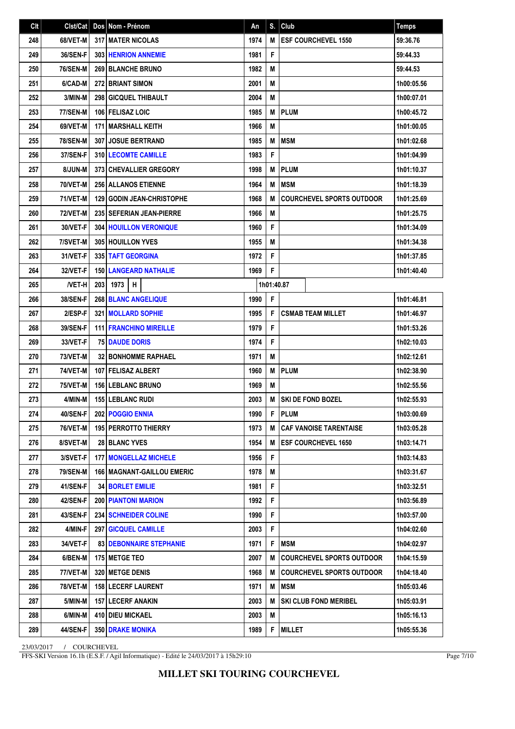| Clt | Clst/Cat | Dos | Nom - Prénom | An | S. | Club | Temps |
|---|---|---|---|---|---|---|---|
| 248 | 68/VET-M | 317 | MATER NICOLAS | 1974 | M | ESF COURCHEVEL 1550 | 59:36.76 |
| 249 | 36/SEN-F | 303 | HENRION ANNEMIE | 1981 | F | | 59:44.33 |
| 250 | 76/SEN-M | 269 | BLANCHE BRUNO | 1982 | M | | 59:44.53 |
| 251 | 6/CAD-M | 272 | BRIANT SIMON | 2001 | M | | 1h00:05.56 |
| 252 | 3/MIN-M | 298 | GICQUEL THIBAULT | 2004 | M | | 1h00:07.01 |
| 253 | 77/SEN-M | 106 | FELISAZ LOIC | 1985 | M | PLUM | 1h00:45.72 |
| 254 | 69/VET-M | 171 | MARSHALL KEITH | 1966 | M | | 1h01:00.05 |
| 255 | 78/SEN-M | 307 | JOSUE BERTRAND | 1985 | M | MSM | 1h01:02.68 |
| 256 | 37/SEN-F | 310 | LECOMTE CAMILLE | 1983 | F | | 1h01:04.99 |
| 257 | 8/JUN-M | 373 | CHEVALLIER GREGORY | 1998 | M | PLUM | 1h01:10.37 |
| 258 | 70/VET-M | 256 | ALLANOS ETIENNE | 1964 | M | MSM | 1h01:18.39 |
| 259 | 71/VET-M | 129 | GODIN JEAN-CHRISTOPHE | 1968 | M | COURCHEVEL SPORTS OUTDOOR | 1h01:25.69 |
| 260 | 72/VET-M | 235 | SEFERIAN JEAN-PIERRE | 1966 | M | | 1h01:25.75 |
| 261 | 30/VET-F | 304 | HOUILLON VERONIQUE | 1960 | F | | 1h01:34.09 |
| 262 | 7/SVET-M | 305 | HOUILLON YVES | 1955 | M | | 1h01:34.38 |
| 263 | 31/VET-F | 335 | TAFT GEORGINA | 1972 | F | | 1h01:37.85 |
| 264 | 32/VET-F | 150 | LANGEARD NATHALIE | 1969 | F | | 1h01:40.40 |
| 265 | /VET-H | 203 | 1973 H | | | | 1h01:40.87 |
| 266 | 38/SEN-F | 268 | BLANC ANGELIQUE | 1990 | F | | 1h01:46.81 |
| 267 | 2/ESP-F | 321 | MOLLARD SOPHIE | 1995 | F | CSMAB TEAM MILLET | 1h01:46.97 |
| 268 | 39/SEN-F | 111 | FRANCHINO MIREILLE | 1979 | F | | 1h01:53.26 |
| 269 | 33/VET-F | 75 | DAUDE DORIS | 1974 | F | | 1h02:10.03 |
| 270 | 73/VET-M | 32 | BONHOMME RAPHAEL | 1971 | M | | 1h02:12.61 |
| 271 | 74/VET-M | 107 | FELISAZ ALBERT | 1960 | M | PLUM | 1h02:38.90 |
| 272 | 75/VET-M | 156 | LEBLANC BRUNO | 1969 | M | | 1h02:55.56 |
| 273 | 4/MIN-M | 155 | LEBLANC RUDI | 2003 | M | SKI DE FOND BOZEL | 1h02:55.93 |
| 274 | 40/SEN-F | 202 | POGGIO ENNIA | 1990 | F | PLUM | 1h03:00.69 |
| 275 | 76/VET-M | 195 | PERROTTO THIERRY | 1973 | M | CAF VANOISE TARENTAISE | 1h03:05.28 |
| 276 | 8/SVET-M | 28 | BLANC YVES | 1954 | M | ESF COURCHEVEL 1650 | 1h03:14.71 |
| 277 | 3/SVET-F | 177 | MONGELLAZ MICHELE | 1956 | F | | 1h03:14.83 |
| 278 | 79/SEN-M | 166 | MAGNANT-GAILLOU EMERIC | 1978 | M | | 1h03:31.67 |
| 279 | 41/SEN-F | 34 | BORLET EMILIE | 1981 | F | | 1h03:32.51 |
| 280 | 42/SEN-F | 200 | PIANTONI MARION | 1992 | F | | 1h03:56.89 |
| 281 | 43/SEN-F | 234 | SCHNEIDER COLINE | 1990 | F | | 1h03:57.00 |
| 282 | 4/MIN-F | 297 | GICQUEL CAMILLE | 2003 | F | | 1h04:02.60 |
| 283 | 34/VET-F | 83 | DEBONNAIRE STEPHANIE | 1971 | F | MSM | 1h04:02.97 |
| 284 | 6/BEN-M | 175 | METGE TEO | 2007 | M | COURCHEVEL SPORTS OUTDOOR | 1h04:15.59 |
| 285 | 77/VET-M | 320 | METGE DENIS | 1968 | M | COURCHEVEL SPORTS OUTDOOR | 1h04:18.40 |
| 286 | 78/VET-M | 158 | LECERF LAURENT | 1971 | M | MSM | 1h05:03.46 |
| 287 | 5/MIN-M | 157 | LECERF ANAKIN | 2003 | M | SKI CLUB FOND MERIBEL | 1h05:03.91 |
| 288 | 6/MIN-M | 410 | DIEU MICKAEL | 2003 | M | | 1h05:16.13 |
| 289 | 44/SEN-F | 350 | DRAKE MONIKA | 1989 | F | MILLET | 1h05:55.36 |

23/03/2017 / COURCHEVEL

FFS-SKI Version 16.1h (E.S.F. / Agil Informatique) - Edité le 24/03/2017 à 15h29:10

**MILLET SKI TOURING COURCHEVEL**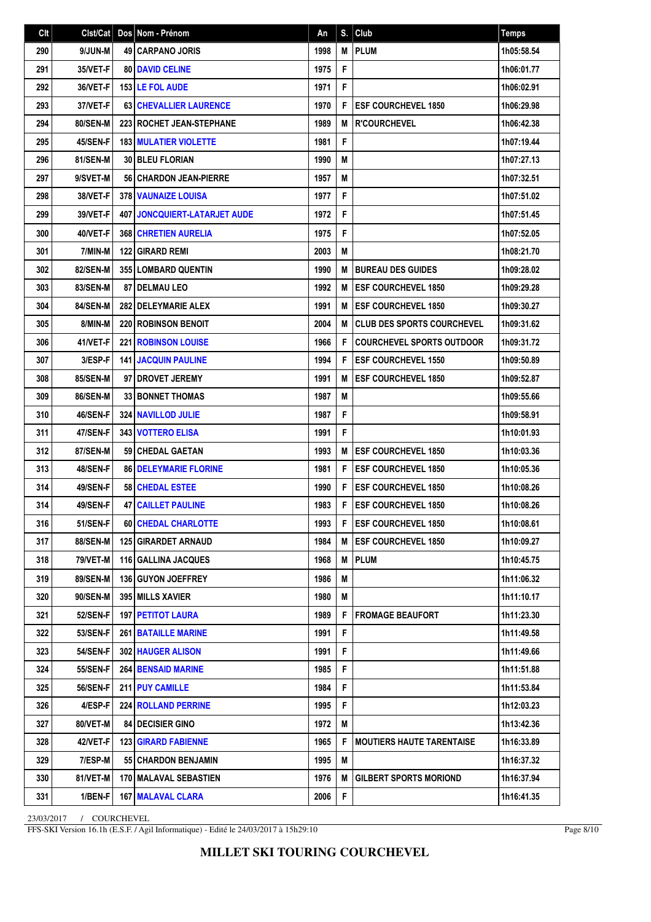| Clt | Clst/Cat | Dos | Nom - Prénom | An | S. | Club | Temps |
|---|---|---|---|---|---|---|---|
| 290 | 9/JUN-M | 49 | CARPANO JORIS | 1998 | M | PLUM | 1h05:58.54 |
| 291 | 35/VET-F | 80 | DAVID CELINE | 1975 | F | | 1h06:01.77 |
| 292 | 36/VET-F | 153 | LE FOL AUDE | 1971 | F | | 1h06:02.91 |
| 293 | 37/VET-F | 63 | CHEVALLIER LAURENCE | 1970 | F | ESF COURCHEVEL 1850 | 1h06:29.98 |
| 294 | 80/SEN-M | 223 | ROCHET JEAN-STEPHANE | 1989 | M | R'COURCHEVEL | 1h06:42.38 |
| 295 | 45/SEN-F | 183 | MULATIER VIOLETTE | 1981 | F | | 1h07:19.44 |
| 296 | 81/SEN-M | 30 | BLEU FLORIAN | 1990 | M | | 1h07:27.13 |
| 297 | 9/SVET-M | 56 | CHARDON JEAN-PIERRE | 1957 | M | | 1h07:32.51 |
| 298 | 38/VET-F | 378 | VAUNAIZE LOUISA | 1977 | F | | 1h07:51.02 |
| 299 | 39/VET-F | 407 | JONCQUIERT-LATARJET AUDE | 1972 | F | | 1h07:51.45 |
| 300 | 40/VET-F | 368 | CHRETIEN AURELIA | 1975 | F | | 1h07:52.05 |
| 301 | 7/MIN-M | 122 | GIRARD REMI | 2003 | M | | 1h08:21.70 |
| 302 | 82/SEN-M | 355 | LOMBARD QUENTIN | 1990 | M | BUREAU DES GUIDES | 1h09:28.02 |
| 303 | 83/SEN-M | 87 | DELMAU LEO | 1992 | M | ESF COURCHEVEL 1850 | 1h09:29.28 |
| 304 | 84/SEN-M | 282 | DELEYMARIE ALEX | 1991 | M | ESF COURCHEVEL 1850 | 1h09:30.27 |
| 305 | 8/MIN-M | 220 | ROBINSON BENOIT | 2004 | M | CLUB DES SPORTS COURCHEVEL | 1h09:31.62 |
| 306 | 41/VET-F | 221 | ROBINSON LOUISE | 1966 | F | COURCHEVEL SPORTS OUTDOOR | 1h09:31.72 |
| 307 | 3/ESP-F | 141 | JACQUIN PAULINE | 1994 | F | ESF COURCHEVEL 1550 | 1h09:50.89 |
| 308 | 85/SEN-M | 97 | DROVET JEREMY | 1991 | M | ESF COURCHEVEL 1850 | 1h09:52.87 |
| 309 | 86/SEN-M | 33 | BONNET THOMAS | 1987 | M | | 1h09:55.66 |
| 310 | 46/SEN-F | 324 | NAVILLOD JULIE | 1987 | F | | 1h09:58.91 |
| 311 | 47/SEN-F | 343 | VOTTERO ELISA | 1991 | F | | 1h10:01.93 |
| 312 | 87/SEN-M | 59 | CHEDAL GAETAN | 1993 | M | ESF COURCHEVEL 1850 | 1h10:03.36 |
| 313 | 48/SEN-F | 86 | DELEYMARIE FLORINE | 1981 | F | ESF COURCHEVEL 1850 | 1h10:05.36 |
| 314 | 49/SEN-F | 58 | CHEDAL ESTEE | 1990 | F | ESF COURCHEVEL 1850 | 1h10:08.26 |
| 314 | 49/SEN-F | 47 | CAILLET PAULINE | 1983 | F | ESF COURCHEVEL 1850 | 1h10:08.26 |
| 316 | 51/SEN-F | 60 | CHEDAL CHARLOTTE | 1993 | F | ESF COURCHEVEL 1850 | 1h10:08.61 |
| 317 | 88/SEN-M | 125 | GIRARDET ARNAUD | 1984 | M | ESF COURCHEVEL 1850 | 1h10:09.27 |
| 318 | 79/VET-M | 116 | GALLINA JACQUES | 1968 | M | PLUM | 1h10:45.75 |
| 319 | 89/SEN-M | 136 | GUYON JOEFFREY | 1986 | M | | 1h11:06.32 |
| 320 | 90/SEN-M | 395 | MILLS XAVIER | 1980 | M | | 1h11:10.17 |
| 321 | 52/SEN-F | 197 | PETITOT LAURA | 1989 | F | FROMAGE BEAUFORT | 1h11:23.30 |
| 322 | 53/SEN-F | 261 | BATAILLE MARINE | 1991 | F | | 1h11:49.58 |
| 323 | 54/SEN-F | 302 | HAUGER ALISON | 1991 | F | | 1h11:49.66 |
| 324 | 55/SEN-F | 264 | BENSAID MARINE | 1985 | F | | 1h11:51.88 |
| 325 | 56/SEN-F | 211 | PUY CAMILLE | 1984 | F | | 1h11:53.84 |
| 326 | 4/ESP-F | 224 | ROLLAND PERRINE | 1995 | F | | 1h12:03.23 |
| 327 | 80/VET-M | 84 | DECISIER GINO | 1972 | M | | 1h13:42.36 |
| 328 | 42/VET-F | 123 | GIRARD FABIENNE | 1965 | F | MOUTIERS HAUTE TARENTAISE | 1h16:33.89 |
| 329 | 7/ESP-M | 55 | CHARDON BENJAMIN | 1995 | M | | 1h16:37.32 |
| 330 | 81/VET-M | 170 | MALAVAL SEBASTIEN | 1976 | M | GILBERT SPORTS MORIOND | 1h16:37.94 |
| 331 | 1/BEN-F | 167 | MALAVAL CLARA | 2006 | F | | 1h16:41.35 |

23/03/2017 / COURCHEVEL

FFS-SKI Version 16.1h (E.S.F. / Agil Informatique) - Edité le 24/03/2017 à 15h29:10

**MILLET SKI TOURING COURCHEVEL**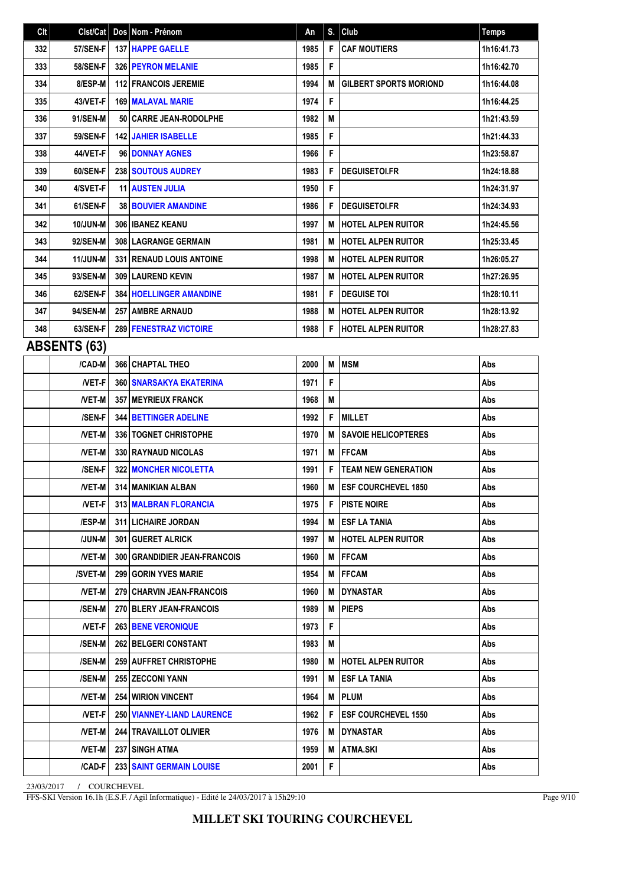| Clt | Clst/Cat | Dos | Nom - Prénom | An | S. | Club | Temps |
|---|---|---|---|---|---|---|---|
| 332 | 57/SEN-F | 137 | HAPPE GAELLE | 1985 | F | CAF MOUTIERS | 1h16:41.73 |
| 333 | 58/SEN-F | 326 | PEYRON MELANIE | 1985 | F | | 1h16:42.70 |
| 334 | 8/ESP-M | 112 | FRANCOIS JEREMIE | 1994 | M | GILBERT SPORTS MORIOND | 1h16:44.08 |
| 335 | 43/VET-F | 169 | MALAVAL MARIE | 1974 | F | | 1h16:44.25 |
| 336 | 91/SEN-M | 50 | CARRE JEAN-RODOLPHE | 1982 | M | | 1h21:43.59 |
| 337 | 59/SEN-F | 142 | JAHIER ISABELLE | 1985 | F | | 1h21:44.33 |
| 338 | 44/VET-F | 96 | DONNAY AGNES | 1966 | F | | 1h23:58.87 |
| 339 | 60/SEN-F | 238 | SOUTOUS AUDREY | 1983 | F | DEGUISETOI.FR | 1h24:18.88 |
| 340 | 4/SVET-F | 11 | AUSTEN JULIA | 1950 | F | | 1h24:31.97 |
| 341 | 61/SEN-F | 38 | BOUVIER AMANDINE | 1986 | F | DEGUISETOI.FR | 1h24:34.93 |
| 342 | 10/JUN-M | 306 | IBANEZ KEANU | 1997 | M | HOTEL ALPEN RUITOR | 1h24:45.56 |
| 343 | 92/SEN-M | 308 | LAGRANGE GERMAIN | 1981 | M | HOTEL ALPEN RUITOR | 1h25:33.45 |
| 344 | 11/JUN-M | 331 | RENAUD LOUIS ANTOINE | 1998 | M | HOTEL ALPEN RUITOR | 1h26:05.27 |
| 345 | 93/SEN-M | 309 | LAUREND KEVIN | 1987 | M | HOTEL ALPEN RUITOR | 1h27:26.95 |
| 346 | 62/SEN-F | 384 | HOELLINGER AMANDINE | 1981 | F | DEGUISE TOI | 1h28:10.11 |
| 347 | 94/SEN-M | 257 | AMBRE ARNAUD | 1988 | M | HOTEL ALPEN RUITOR | 1h28:13.92 |
| 348 | 63/SEN-F | 289 | FENESTRAZ VICTOIRE | 1988 | F | HOTEL ALPEN RUITOR | 1h28:27.83 |

## ABSENTS (63)

| Clt | Clst/Cat | Dos | Nom - Prénom | An | S. | Club | Temps |
|---|---|---|---|---|---|---|---|
| | /CAD-M | 366 | CHAPTAL THEO | 2000 | M | MSM | Abs |
| | /VET-F | 360 | SNARSAKYA EKATERINA | 1971 | F | | Abs |
| | /VET-M | 357 | MEYRIEUX FRANCK | 1968 | M | | Abs |
| | /SEN-F | 344 | BETTINGER ADELINE | 1992 | F | MILLET | Abs |
| | /VET-M | 336 | TOGNET CHRISTOPHE | 1970 | M | SAVOIE HELICOPTERES | Abs |
| | /VET-M | 330 | RAYNAUD NICOLAS | 1971 | M | FFCAM | Abs |
| | /SEN-F | 322 | MONCHER NICOLETTA | 1991 | F | TEAM NEW GENERATION | Abs |
| | /VET-M | 314 | MANIKIAN ALBAN | 1960 | M | ESF COURCHEVEL 1850 | Abs |
| | /VET-F | 313 | MALBRAN FLORANCIA | 1975 | F | PISTE NOIRE | Abs |
| | /ESP-M | 311 | LICHAIRE JORDAN | 1994 | M | ESF LA TANIA | Abs |
| | /JUN-M | 301 | GUERET ALRICK | 1997 | M | HOTEL ALPEN RUITOR | Abs |
| | /VET-M | 300 | GRANDIDIER JEAN-FRANCOIS | 1960 | M | FFCAM | Abs |
| | /SVET-M | 299 | GORIN YVES MARIE | 1954 | M | FFCAM | Abs |
| | /VET-M | 279 | CHARVIN JEAN-FRANCOIS | 1960 | M | DYNASTAR | Abs |
| | /SEN-M | 270 | BLERY JEAN-FRANCOIS | 1989 | M | PIEPS | Abs |
| | /VET-F | 263 | BENE VERONIQUE | 1973 | F | | Abs |
| | /SEN-M | 262 | BELGERI CONSTANT | 1983 | M | | Abs |
| | /SEN-M | 259 | AUFFRET CHRISTOPHE | 1980 | M | HOTEL ALPEN RUITOR | Abs |
| | /SEN-M | 255 | ZECCONI YANN | 1991 | M | ESF LA TANIA | Abs |
| | /VET-M | 254 | WIRION VINCENT | 1964 | M | PLUM | Abs |
| | /VET-F | 250 | VIANNEY-LIAND LAURENCE | 1962 | F | ESF COURCHEVEL 1550 | Abs |
| | /VET-M | 244 | TRAVAILLOT OLIVIER | 1976 | M | DYNASTAR | Abs |
| | /VET-M | 237 | SINGH ATMA | 1959 | M | ATMA.SKI | Abs |
| | /CAD-F | 233 | SAINT GERMAIN LOUISE | 2001 | F | | Abs |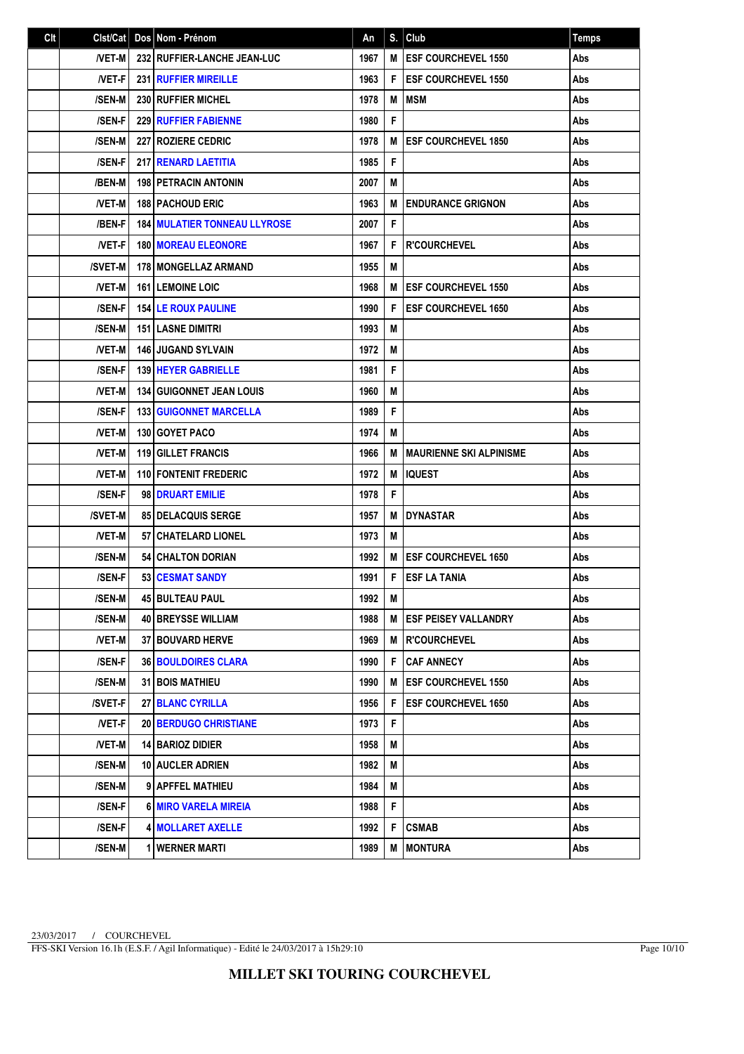| Clt | Clst/Cat | Dos | Nom - Prénom | An | S. | Club | Temps |
|---|---|---|---|---|---|---|---|
| | /VET-M | 232 | RUFFIER-LANCHE JEAN-LUC | 1967 | M | ESF COURCHEVEL 1550 | Abs |
| | /VET-F | 231 | RUFFIER MIREILLE | 1963 | F | ESF COURCHEVEL 1550 | Abs |
| | /SEN-M | 230 | RUFFIER MICHEL | 1978 | M | MSM | Abs |
| | /SEN-F | 229 | RUFFIER FABIENNE | 1980 | F | | Abs |
| | /SEN-M | 227 | ROZIERE CEDRIC | 1978 | M | ESF COURCHEVEL 1850 | Abs |
| | /SEN-F | 217 | RENARD LAETITIA | 1985 | F | | Abs |
| | /BEN-M | 198 | PETRACIN ANTONIN | 2007 | M | | Abs |
| | /VET-M | 188 | PACHOUD ERIC | 1963 | M | ENDURANCE GRIGNON | Abs |
| | /BEN-F | 184 | MULATIER TONNEAU LLYROSE | 2007 | F | | Abs |
| | /VET-F | 180 | MOREAU ELEONORE | 1967 | F | R'COURCHEVEL | Abs |
| | /SVET-M | 178 | MONGELLAZ ARMAND | 1955 | M | | Abs |
| | /VET-M | 161 | LEMOINE LOIC | 1968 | M | ESF COURCHEVEL 1550 | Abs |
| | /SEN-F | 154 | LE ROUX PAULINE | 1990 | F | ESF COURCHEVEL 1650 | Abs |
| | /SEN-M | 151 | LASNE DIMITRI | 1993 | M | | Abs |
| | /VET-M | 146 | JUGAND SYLVAIN | 1972 | M | | Abs |
| | /SEN-F | 139 | HEYER GABRIELLE | 1981 | F | | Abs |
| | /VET-M | 134 | GUIGONNET JEAN LOUIS | 1960 | M | | Abs |
| | /SEN-F | 133 | GUIGONNET MARCELLA | 1989 | F | | Abs |
| | /VET-M | 130 | GOYET PACO | 1974 | M | | Abs |
| | /VET-M | 119 | GILLET FRANCIS | 1966 | M | MAURIENNE SKI ALPINISME | Abs |
| | /VET-M | 110 | FONTENIT FREDERIC | 1972 | M | IQUEST | Abs |
| | /SEN-F | 98 | DRUART EMILIE | 1978 | F | | Abs |
| | /SVET-M | 85 | DELACQUIS SERGE | 1957 | M | DYNASTAR | Abs |
| | /VET-M | 57 | CHATELARD LIONEL | 1973 | M | | Abs |
| | /SEN-M | 54 | CHALTON DORIAN | 1992 | M | ESF COURCHEVEL 1650 | Abs |
| | /SEN-F | 53 | CESMAT SANDY | 1991 | F | ESF LA TANIA | Abs |
| | /SEN-M | 45 | BULTEAU PAUL | 1992 | M | | Abs |
| | /SEN-M | 40 | BREYSSE WILLIAM | 1988 | M | ESF PEISEY VALLANDRY | Abs |
| | /VET-M | 37 | BOUVARD HERVE | 1969 | M | R'COURCHEVEL | Abs |
| | /SEN-F | 36 | BOULDOIRES CLARA | 1990 | F | CAF ANNECY | Abs |
| | /SEN-M | 31 | BOIS MATHIEU | 1990 | M | ESF COURCHEVEL 1550 | Abs |
| | /SVET-F | 27 | BLANC CYRILLA | 1956 | F | ESF COURCHEVEL 1650 | Abs |
| | /VET-F | 20 | BERDUGO CHRISTIANE | 1973 | F | | Abs |
| | /VET-M | 14 | BARIOZ DIDIER | 1958 | M | | Abs |
| | /SEN-M | 10 | AUCLER ADRIEN | 1982 | M | | Abs |
| | /SEN-M | 9 | APFFEL MATHIEU | 1984 | M | | Abs |
| | /SEN-F | 6 | MIRO VARELA MIREIA | 1988 | F | | Abs |
| | /SEN-F | 4 | MOLLARET AXELLE | 1992 | F | CSMAB | Abs |
| | /SEN-M | 1 | WERNER MARTI | 1989 | M | MONTURA | Abs |

23/03/2017 / COURCHEVEL

FFS-SKI Version 16.1h (E.S.F. / Agil Informatique) - Edité le 24/03/2017 à 15h29:10

**MILLET SKI TOURING COURCHEVEL**